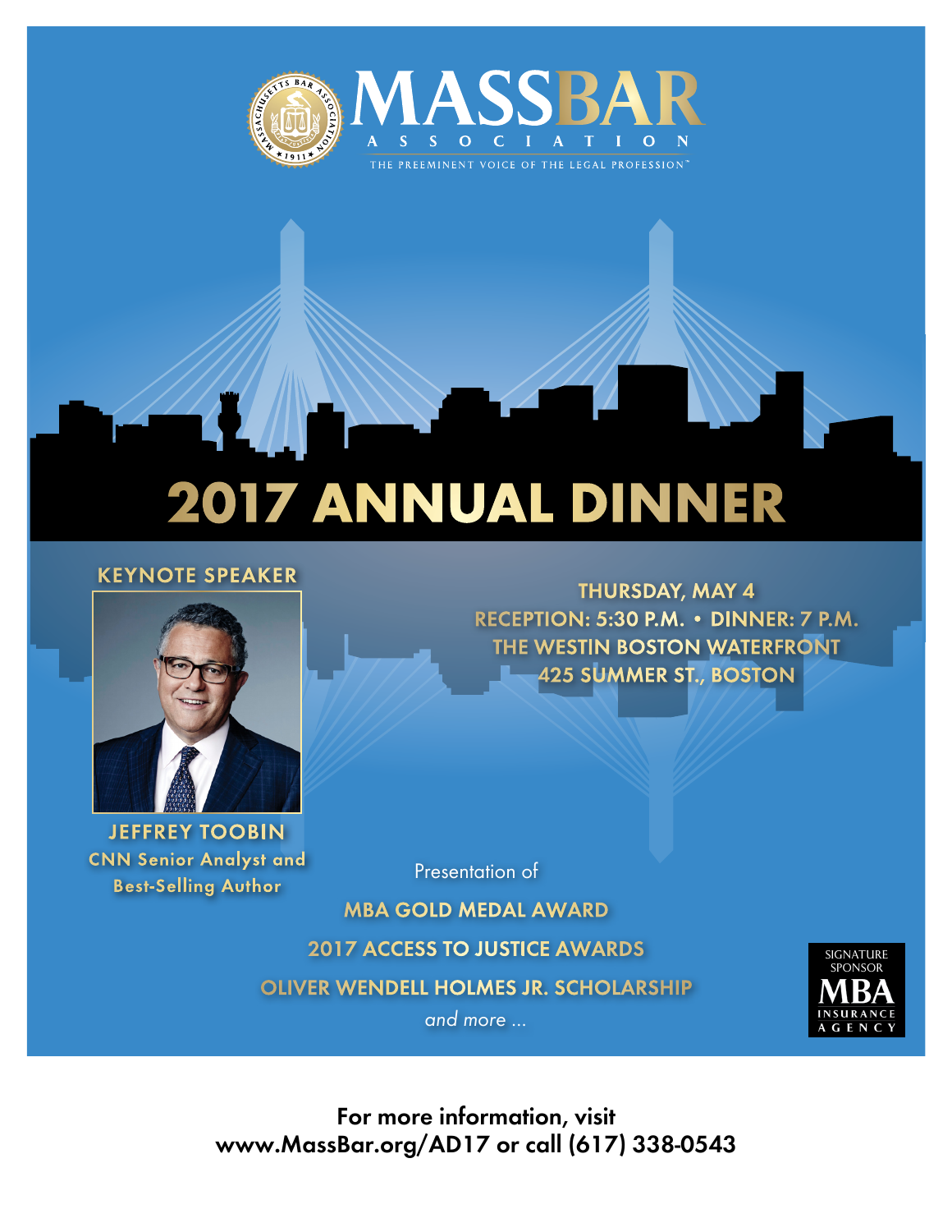# MASSBAR ASSOCIATION

THE PREEMINENT VOICE OF THE LEGAL PROFESSION™

# 2017 ANNUAL DINNER

**KEYNOTE SPEAKER**

**JEFFREY TOOBIN**
CNN Senior Analyst and Best-Selling Author

**THURSDAY, MAY 4**
**RECEPTION: 5:30 P.M. • DINNER: 7 P.M.**
**THE WESTIN BOSTON WATERFRONT**
**425 SUMMER ST., BOSTON**

Presentation of

**MBA GOLD MEDAL AWARD**

**2017 ACCESS TO JUSTICE AWARDS**

**OLIVER WENDELL HOLMES JR. SCHOLARSHIP**

*and more ...*

SIGNATURE SPONSOR
MBA INSURANCE AGENCY

For more information, visit
www.MassBar.org/AD17 or call (617) 338-0543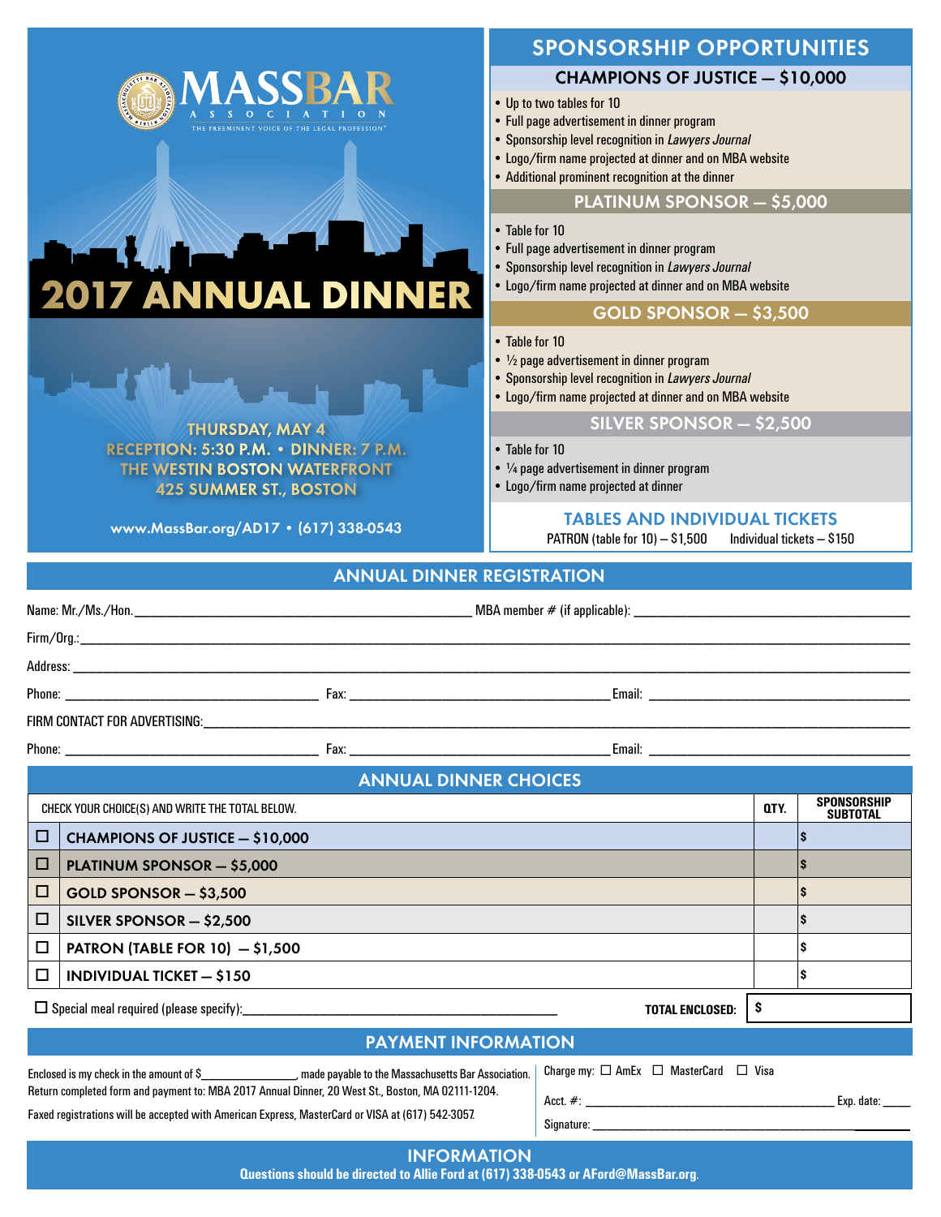# MASSBAR ASSOCIATION

THE PREEMINENT VOICE OF THE LEGAL PROFESSION

# 2017 ANNUAL DINNER

THURSDAY, MAY 4
RECEPTION: 5:30 P.M. • DINNER: 7 P.M.
THE WESTIN BOSTON WATERFRONT
425 SUMMER ST., BOSTON

www.MassBar.org/AD17 • (617) 338-0543

## SPONSORSHIP OPPORTUNITIES

### CHAMPIONS OF JUSTICE — $10,000

- Up to two tables for 10
- Full page advertisement in dinner program
- Sponsorship level recognition in *Lawyers Journal*
- Logo/firm name projected at dinner and on MBA website
- Additional prominent recognition at the dinner

### PLATINUM SPONSOR — $5,000

- Table for 10
- Full page advertisement in dinner program
- Sponsorship level recognition in *Lawyers Journal*
- Logo/firm name projected at dinner and on MBA website

### GOLD SPONSOR — $3,500

- Table for 10
- ½ page advertisement in dinner program
- Sponsorship level recognition in *Lawyers Journal*
- Logo/firm name projected at dinner and on MBA website

### SILVER SPONSOR — $2,500

- Table for 10
- ¼ page advertisement in dinner program
- Logo/firm name projected at dinner

### TABLES AND INDIVIDUAL TICKETS

PATRON (table for 10) – $1,500   Individual tickets – $150

## ANNUAL DINNER REGISTRATION

Name: Mr./Ms./Hon.\_\_\_\_\_\_\_\_\_\_\_\_\_\_\_\_ MBA member # (if applicable): \_\_\_\_\_\_\_\_\_\_\_\_\_\_\_\_

Firm/Org.:\_\_\_\_\_\_\_\_\_\_\_\_\_\_\_\_

Address: \_\_\_\_\_\_\_\_\_\_\_\_\_\_\_\_

Phone: \_\_\_\_\_\_\_\_\_\_\_\_ Fax: \_\_\_\_\_\_\_\_\_\_\_\_ Email: \_\_\_\_\_\_\_\_\_\_\_\_

FIRM CONTACT FOR ADVERTISING:\_\_\_\_\_\_\_\_\_\_\_\_\_\_\_\_

Phone: \_\_\_\_\_\_\_\_\_\_\_\_ Fax: \_\_\_\_\_\_\_\_\_\_\_\_ Email: \_\_\_\_\_\_\_\_\_\_\_\_

## ANNUAL DINNER CHOICES

| CHECK YOUR CHOICE(S) AND WRITE THE TOTAL BELOW. | QTY. | SPONSORSHIP SUBTOTAL |
|---|---|---|
| ☐ CHAMPIONS OF JUSTICE — $10,000 | | $ |
| ☐ PLATINUM SPONSOR — $5,000 | | $ |
| ☐ GOLD SPONSOR — $3,500 | | $ |
| ☐ SILVER SPONSOR — $2,500 | | $ |
| ☐ PATRON (TABLE FOR 10) — $1,500 | | $ |
| ☐ INDIVIDUAL TICKET — $150 | | $ |

☐ Special meal required (please specify):\_\_\_\_\_\_\_\_\_\_\_\_\_\_\_\_ TOTAL ENCLOSED: $

## PAYMENT INFORMATION

Enclosed is my check in the amount of $\_\_\_\_\_\_\_\_, made payable to the Massachusetts Bar Association.
Return completed form and payment to: MBA 2017 Annual Dinner, 20 West St., Boston, MA 02111-1204.

Faxed registrations will be accepted with American Express, MasterCard or VISA at (617) 542-3057.

Charge my: ☐ AmEx ☐ MasterCard ☐ Visa

Acct. #: \_\_\_\_\_\_\_\_\_\_\_\_\_\_\_\_ Exp. date: \_\_\_\_\_

Signature: \_\_\_\_\_\_\_\_\_\_\_\_\_\_\_\_

## INFORMATION

**Questions should be directed to Allie Ford at (617) 338-0543 or AFord@MassBar.org.**